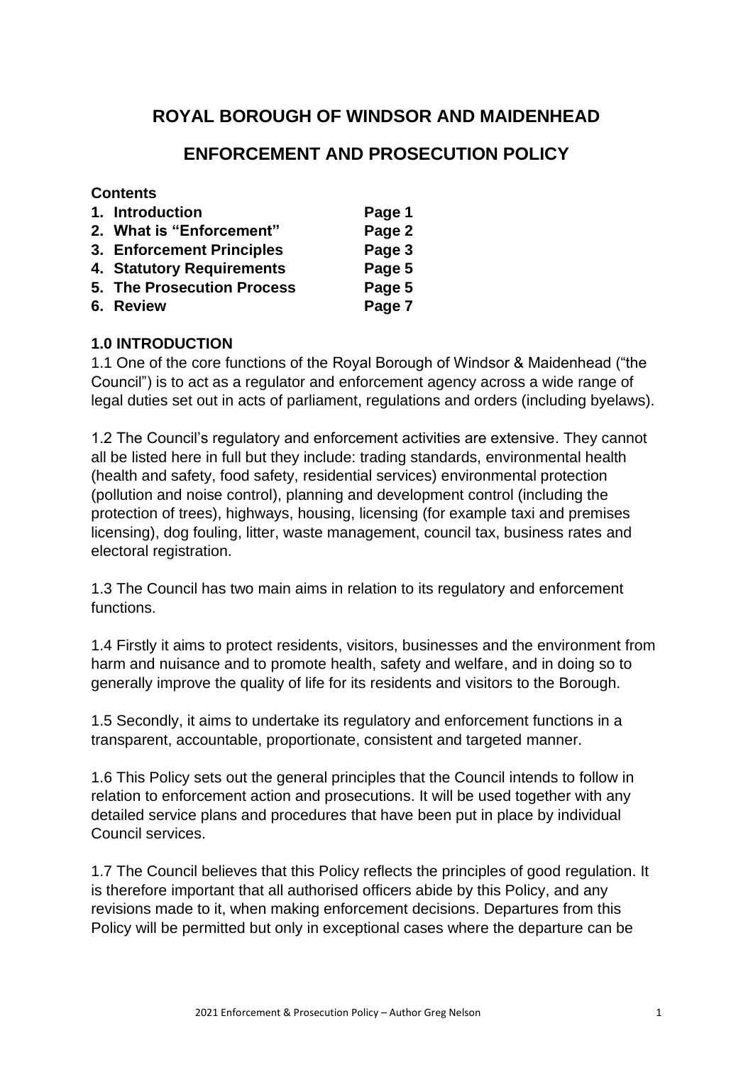# ROYAL BOROUGH OF WINDSOR AND MAIDENHEAD

## ENFORCEMENT AND PROSECUTION POLICY

**Contents**

| | |
|---|---|
| **1. Introduction** | **Page 1** |
| **2. What is "Enforcement"** | **Page 2** |
| **3. Enforcement Principles** | **Page 3** |
| **4. Statutory Requirements** | **Page 5** |
| **5. The Prosecution Process** | **Page 5** |
| **6. Review** | **Page 7** |

### 1.0 INTRODUCTION

1.1 One of the core functions of the Royal Borough of Windsor & Maidenhead ("the Council") is to act as a regulator and enforcement agency across a wide range of legal duties set out in acts of parliament, regulations and orders (including byelaws).

1.2 The Council's regulatory and enforcement activities are extensive. They cannot all be listed here in full but they include: trading standards, environmental health (health and safety, food safety, residential services) environmental protection (pollution and noise control), planning and development control (including the protection of trees), highways, housing, licensing (for example taxi and premises licensing), dog fouling, litter, waste management, council tax, business rates and electoral registration.

1.3 The Council has two main aims in relation to its regulatory and enforcement functions.

1.4 Firstly it aims to protect residents, visitors, businesses and the environment from harm and nuisance and to promote health, safety and welfare, and in doing so to generally improve the quality of life for its residents and visitors to the Borough.

1.5 Secondly, it aims to undertake its regulatory and enforcement functions in a transparent, accountable, proportionate, consistent and targeted manner.

1.6 This Policy sets out the general principles that the Council intends to follow in relation to enforcement action and prosecutions. It will be used together with any detailed service plans and procedures that have been put in place by individual Council services.

1.7 The Council believes that this Policy reflects the principles of good regulation. It is therefore important that all authorised officers abide by this Policy, and any revisions made to it, when making enforcement decisions. Departures from this Policy will be permitted but only in exceptional cases where the departure can be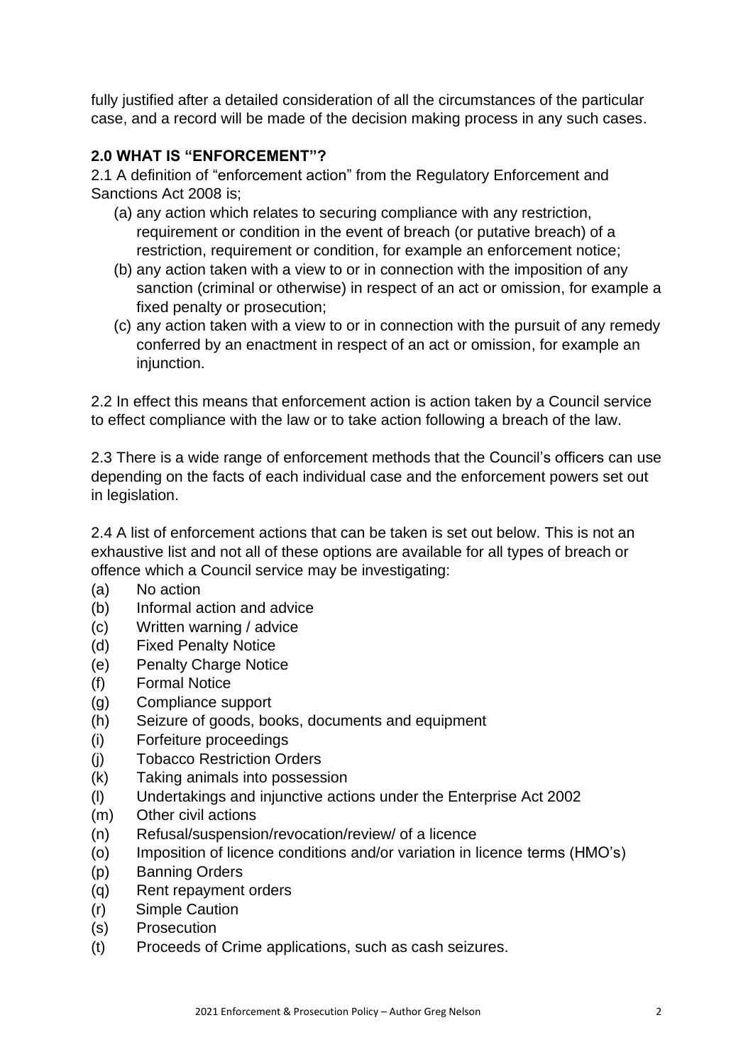fully justified after a detailed consideration of all the circumstances of the particular case, and a record will be made of the decision making process in any such cases.

## 2.0 WHAT IS "ENFORCEMENT"?

2.1 A definition of "enforcement action" from the Regulatory Enforcement and Sanctions Act 2008 is;

(a) any action which relates to securing compliance with any restriction, requirement or condition in the event of breach (or putative breach) of a restriction, requirement or condition, for example an enforcement notice;

(b) any action taken with a view to or in connection with the imposition of any sanction (criminal or otherwise) in respect of an act or omission, for example a fixed penalty or prosecution;

(c) any action taken with a view to or in connection with the pursuit of any remedy conferred by an enactment in respect of an act or omission, for example an injunction.

2.2 In effect this means that enforcement action is action taken by a Council service to effect compliance with the law or to take action following a breach of the law.

2.3 There is a wide range of enforcement methods that the Council's officers can use depending on the facts of each individual case and the enforcement powers set out in legislation.

2.4 A list of enforcement actions that can be taken is set out below. This is not an exhaustive list and not all of these options are available for all types of breach or offence which a Council service may be investigating:

(a) No action
(b) Informal action and advice
(c) Written warning / advice
(d) Fixed Penalty Notice
(e) Penalty Charge Notice
(f) Formal Notice
(g) Compliance support
(h) Seizure of goods, books, documents and equipment
(i) Forfeiture proceedings
(j) Tobacco Restriction Orders
(k) Taking animals into possession
(l) Undertakings and injunctive actions under the Enterprise Act 2002
(m) Other civil actions
(n) Refusal/suspension/revocation/review/ of a licence
(o) Imposition of licence conditions and/or variation in licence terms (HMO's)
(p) Banning Orders
(q) Rent repayment orders
(r) Simple Caution
(s) Prosecution
(t) Proceeds of Crime applications, such as cash seizures.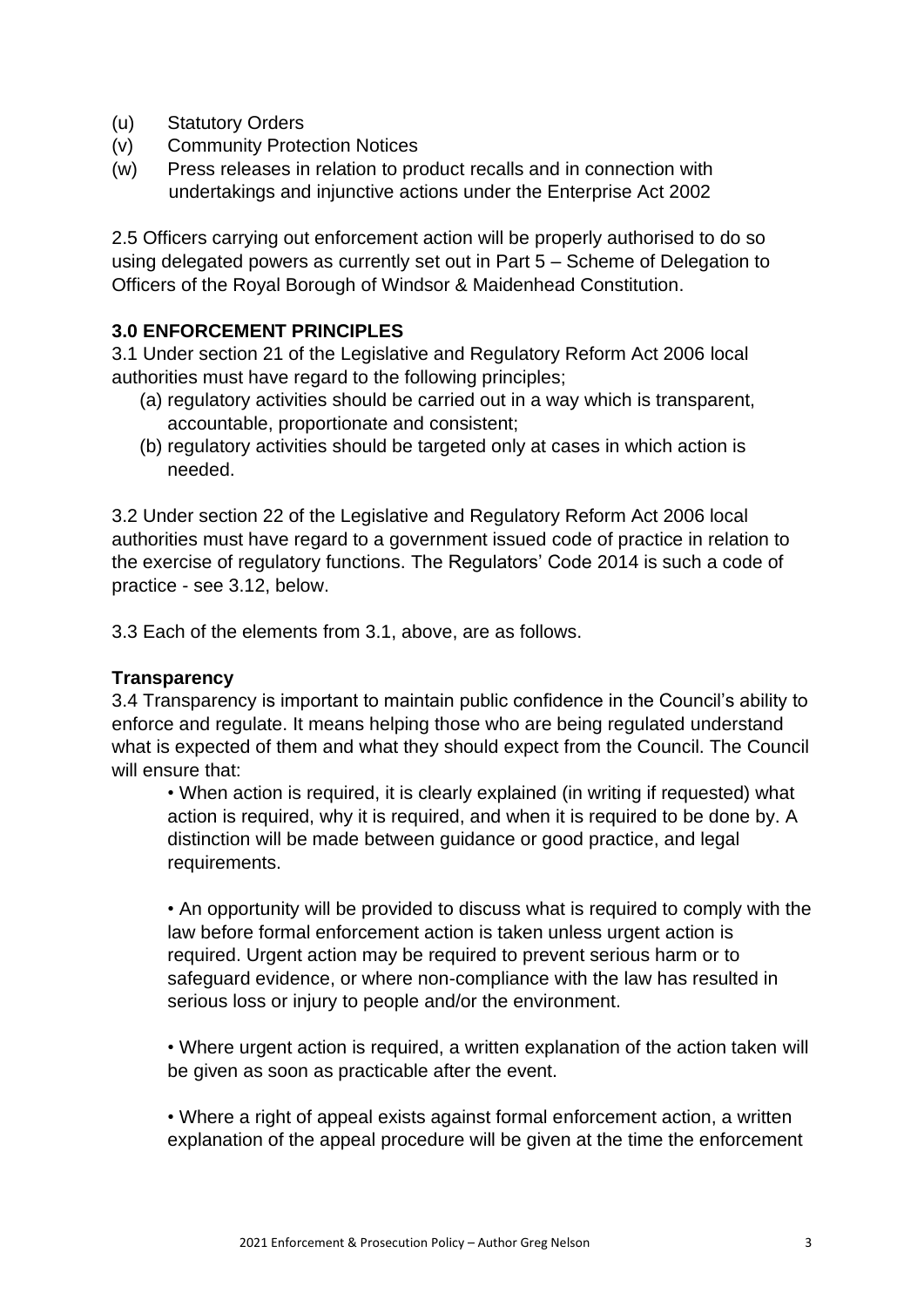(u) Statutory Orders
(v) Community Protection Notices
(w) Press releases in relation to product recalls and in connection with undertakings and injunctive actions under the Enterprise Act 2002

2.5 Officers carrying out enforcement action will be properly authorised to do so using delegated powers as currently set out in Part 5 – Scheme of Delegation to Officers of the Royal Borough of Windsor & Maidenhead Constitution.

## 3.0 ENFORCEMENT PRINCIPLES

3.1 Under section 21 of the Legislative and Regulatory Reform Act 2006 local authorities must have regard to the following principles;

(a) regulatory activities should be carried out in a way which is transparent, accountable, proportionate and consistent;
(b) regulatory activities should be targeted only at cases in which action is needed.

3.2 Under section 22 of the Legislative and Regulatory Reform Act 2006 local authorities must have regard to a government issued code of practice in relation to the exercise of regulatory functions. The Regulators' Code 2014 is such a code of practice - see 3.12, below.

3.3 Each of the elements from 3.1, above, are as follows.

### Transparency

3.4 Transparency is important to maintain public confidence in the Council's ability to enforce and regulate. It means helping those who are being regulated understand what is expected of them and what they should expect from the Council. The Council will ensure that:

- When action is required, it is clearly explained (in writing if requested) what action is required, why it is required, and when it is required to be done by. A distinction will be made between guidance or good practice, and legal requirements.

- An opportunity will be provided to discuss what is required to comply with the law before formal enforcement action is taken unless urgent action is required. Urgent action may be required to prevent serious harm or to safeguard evidence, or where non-compliance with the law has resulted in serious loss or injury to people and/or the environment.

- Where urgent action is required, a written explanation of the action taken will be given as soon as practicable after the event.

- Where a right of appeal exists against formal enforcement action, a written explanation of the appeal procedure will be given at the time the enforcement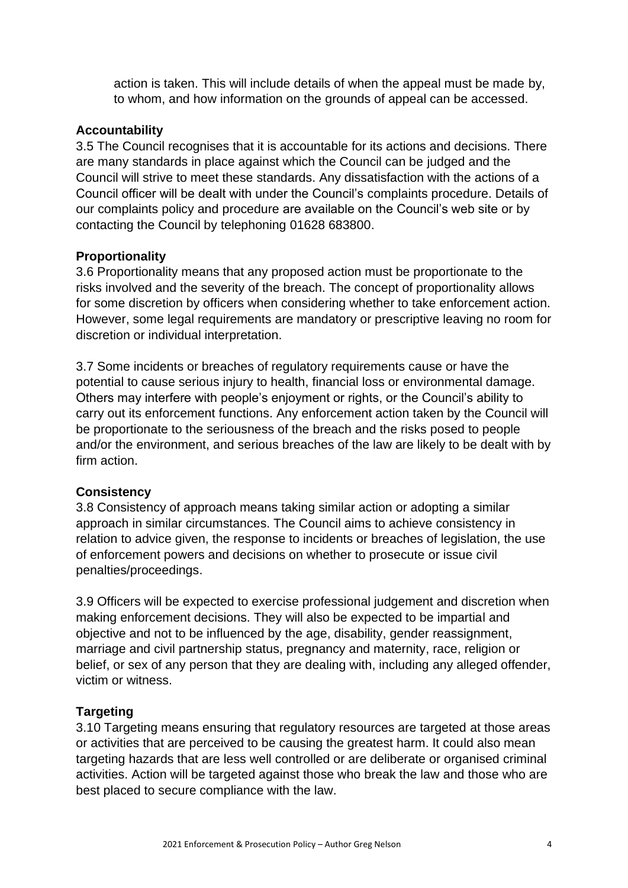action is taken. This will include details of when the appeal must be made by, to whom, and how information on the grounds of appeal can be accessed.

**Accountability**

3.5 The Council recognises that it is accountable for its actions and decisions. There are many standards in place against which the Council can be judged and the Council will strive to meet these standards. Any dissatisfaction with the actions of a Council officer will be dealt with under the Council's complaints procedure. Details of our complaints policy and procedure are available on the Council's web site or by contacting the Council by telephoning 01628 683800.

**Proportionality**

3.6 Proportionality means that any proposed action must be proportionate to the risks involved and the severity of the breach. The concept of proportionality allows for some discretion by officers when considering whether to take enforcement action. However, some legal requirements are mandatory or prescriptive leaving no room for discretion or individual interpretation.

3.7 Some incidents or breaches of regulatory requirements cause or have the potential to cause serious injury to health, financial loss or environmental damage. Others may interfere with people's enjoyment or rights, or the Council's ability to carry out its enforcement functions. Any enforcement action taken by the Council will be proportionate to the seriousness of the breach and the risks posed to people and/or the environment, and serious breaches of the law are likely to be dealt with by firm action.

**Consistency**

3.8 Consistency of approach means taking similar action or adopting a similar approach in similar circumstances. The Council aims to achieve consistency in relation to advice given, the response to incidents or breaches of legislation, the use of enforcement powers and decisions on whether to prosecute or issue civil penalties/proceedings.

3.9 Officers will be expected to exercise professional judgement and discretion when making enforcement decisions. They will also be expected to be impartial and objective and not to be influenced by the age, disability, gender reassignment, marriage and civil partnership status, pregnancy and maternity, race, religion or belief, or sex of any person that they are dealing with, including any alleged offender, victim or witness.

**Targeting**

3.10 Targeting means ensuring that regulatory resources are targeted at those areas or activities that are perceived to be causing the greatest harm. It could also mean targeting hazards that are less well controlled or are deliberate or organised criminal activities. Action will be targeted against those who break the law and those who are best placed to secure compliance with the law.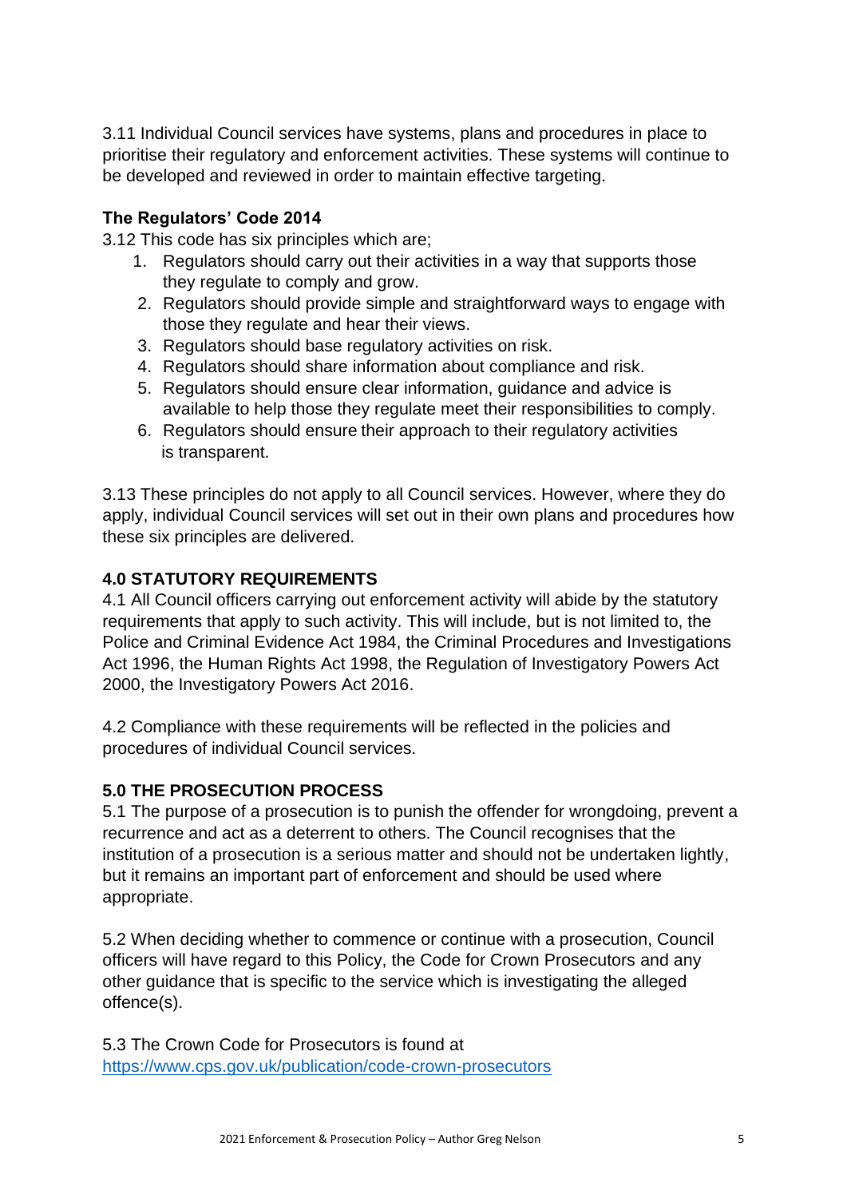3.11 Individual Council services have systems, plans and procedures in place to prioritise their regulatory and enforcement activities. These systems will continue to be developed and reviewed in order to maintain effective targeting.

**The Regulators' Code 2014**

3.12 This code has six principles which are;

1. Regulators should carry out their activities in a way that supports those they regulate to comply and grow.
2. Regulators should provide simple and straightforward ways to engage with those they regulate and hear their views.
3. Regulators should base regulatory activities on risk.
4. Regulators should share information about compliance and risk.
5. Regulators should ensure clear information, guidance and advice is available to help those they regulate meet their responsibilities to comply.
6. Regulators should ensure their approach to their regulatory activities is transparent.

3.13 These principles do not apply to all Council services. However, where they do apply, individual Council services will set out in their own plans and procedures how these six principles are delivered.

## 4.0 STATUTORY REQUIREMENTS

4.1 All Council officers carrying out enforcement activity will abide by the statutory requirements that apply to such activity. This will include, but is not limited to, the Police and Criminal Evidence Act 1984, the Criminal Procedures and Investigations Act 1996, the Human Rights Act 1998, the Regulation of Investigatory Powers Act 2000, the Investigatory Powers Act 2016.

4.2 Compliance with these requirements will be reflected in the policies and procedures of individual Council services.

## 5.0 THE PROSECUTION PROCESS

5.1 The purpose of a prosecution is to punish the offender for wrongdoing, prevent a recurrence and act as a deterrent to others. The Council recognises that the institution of a prosecution is a serious matter and should not be undertaken lightly, but it remains an important part of enforcement and should be used where appropriate.

5.2 When deciding whether to commence or continue with a prosecution, Council officers will have regard to this Policy, the Code for Crown Prosecutors and any other guidance that is specific to the service which is investigating the alleged offence(s).

5.3 The Crown Code for Prosecutors is found at https://www.cps.gov.uk/publication/code-crown-prosecutors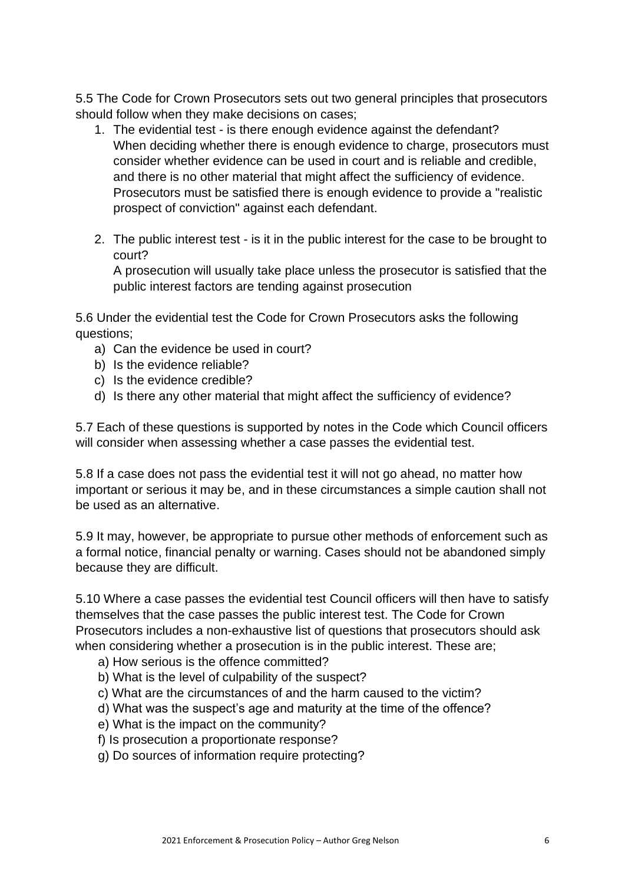5.5 The Code for Crown Prosecutors sets out two general principles that prosecutors should follow when they make decisions on cases;

1. The evidential test - is there enough evidence against the defendant?
   When deciding whether there is enough evidence to charge, prosecutors must consider whether evidence can be used in court and is reliable and credible, and there is no other material that might affect the sufficiency of evidence. Prosecutors must be satisfied there is enough evidence to provide a "realistic prospect of conviction" against each defendant.

2. The public interest test - is it in the public interest for the case to be brought to court?
   A prosecution will usually take place unless the prosecutor is satisfied that the public interest factors are tending against prosecution

5.6 Under the evidential test the Code for Crown Prosecutors asks the following questions;

a) Can the evidence be used in court?
b) Is the evidence reliable?
c) Is the evidence credible?
d) Is there any other material that might affect the sufficiency of evidence?

5.7 Each of these questions is supported by notes in the Code which Council officers will consider when assessing whether a case passes the evidential test.

5.8 If a case does not pass the evidential test it will not go ahead, no matter how important or serious it may be, and in these circumstances a simple caution shall not be used as an alternative.

5.9 It may, however, be appropriate to pursue other methods of enforcement such as a formal notice, financial penalty or warning. Cases should not be abandoned simply because they are difficult.

5.10 Where a case passes the evidential test Council officers will then have to satisfy themselves that the case passes the public interest test. The Code for Crown Prosecutors includes a non-exhaustive list of questions that prosecutors should ask when considering whether a prosecution is in the public interest. These are;

a) How serious is the offence committed?
b) What is the level of culpability of the suspect?
c) What are the circumstances of and the harm caused to the victim?
d) What was the suspect's age and maturity at the time of the offence?
e) What is the impact on the community?
f) Is prosecution a proportionate response?
g) Do sources of information require protecting?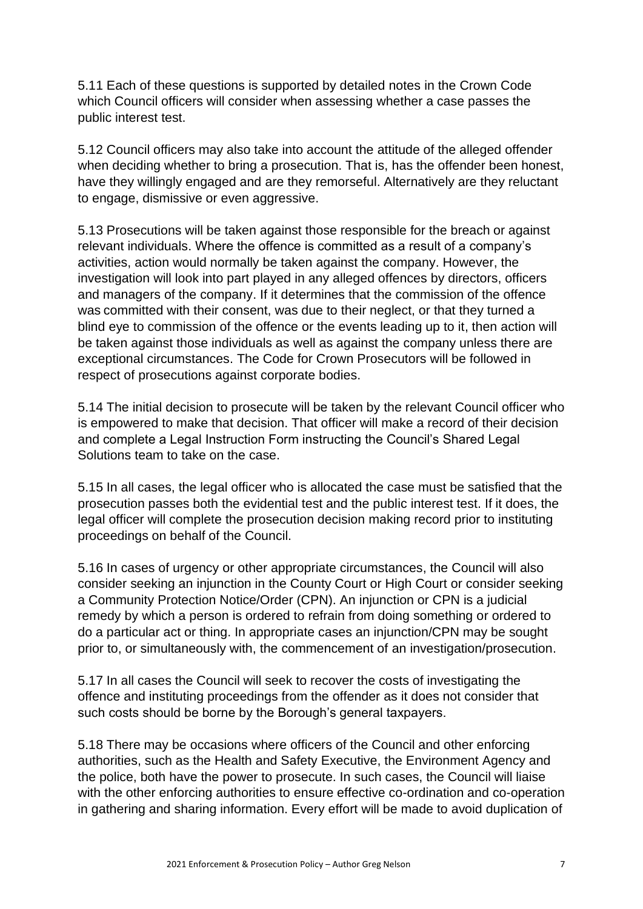5.11 Each of these questions is supported by detailed notes in the Crown Code which Council officers will consider when assessing whether a case passes the public interest test.

5.12 Council officers may also take into account the attitude of the alleged offender when deciding whether to bring a prosecution. That is, has the offender been honest, have they willingly engaged and are they remorseful. Alternatively are they reluctant to engage, dismissive or even aggressive.

5.13 Prosecutions will be taken against those responsible for the breach or against relevant individuals. Where the offence is committed as a result of a company's activities, action would normally be taken against the company. However, the investigation will look into part played in any alleged offences by directors, officers and managers of the company. If it determines that the commission of the offence was committed with their consent, was due to their neglect, or that they turned a blind eye to commission of the offence or the events leading up to it, then action will be taken against those individuals as well as against the company unless there are exceptional circumstances. The Code for Crown Prosecutors will be followed in respect of prosecutions against corporate bodies.

5.14 The initial decision to prosecute will be taken by the relevant Council officer who is empowered to make that decision. That officer will make a record of their decision and complete a Legal Instruction Form instructing the Council's Shared Legal Solutions team to take on the case.

5.15 In all cases, the legal officer who is allocated the case must be satisfied that the prosecution passes both the evidential test and the public interest test. If it does, the legal officer will complete the prosecution decision making record prior to instituting proceedings on behalf of the Council.

5.16 In cases of urgency or other appropriate circumstances, the Council will also consider seeking an injunction in the County Court or High Court or consider seeking a Community Protection Notice/Order (CPN). An injunction or CPN is a judicial remedy by which a person is ordered to refrain from doing something or ordered to do a particular act or thing. In appropriate cases an injunction/CPN may be sought prior to, or simultaneously with, the commencement of an investigation/prosecution.

5.17 In all cases the Council will seek to recover the costs of investigating the offence and instituting proceedings from the offender as it does not consider that such costs should be borne by the Borough's general taxpayers.

5.18 There may be occasions where officers of the Council and other enforcing authorities, such as the Health and Safety Executive, the Environment Agency and the police, both have the power to prosecute. In such cases, the Council will liaise with the other enforcing authorities to ensure effective co-ordination and co-operation in gathering and sharing information. Every effort will be made to avoid duplication of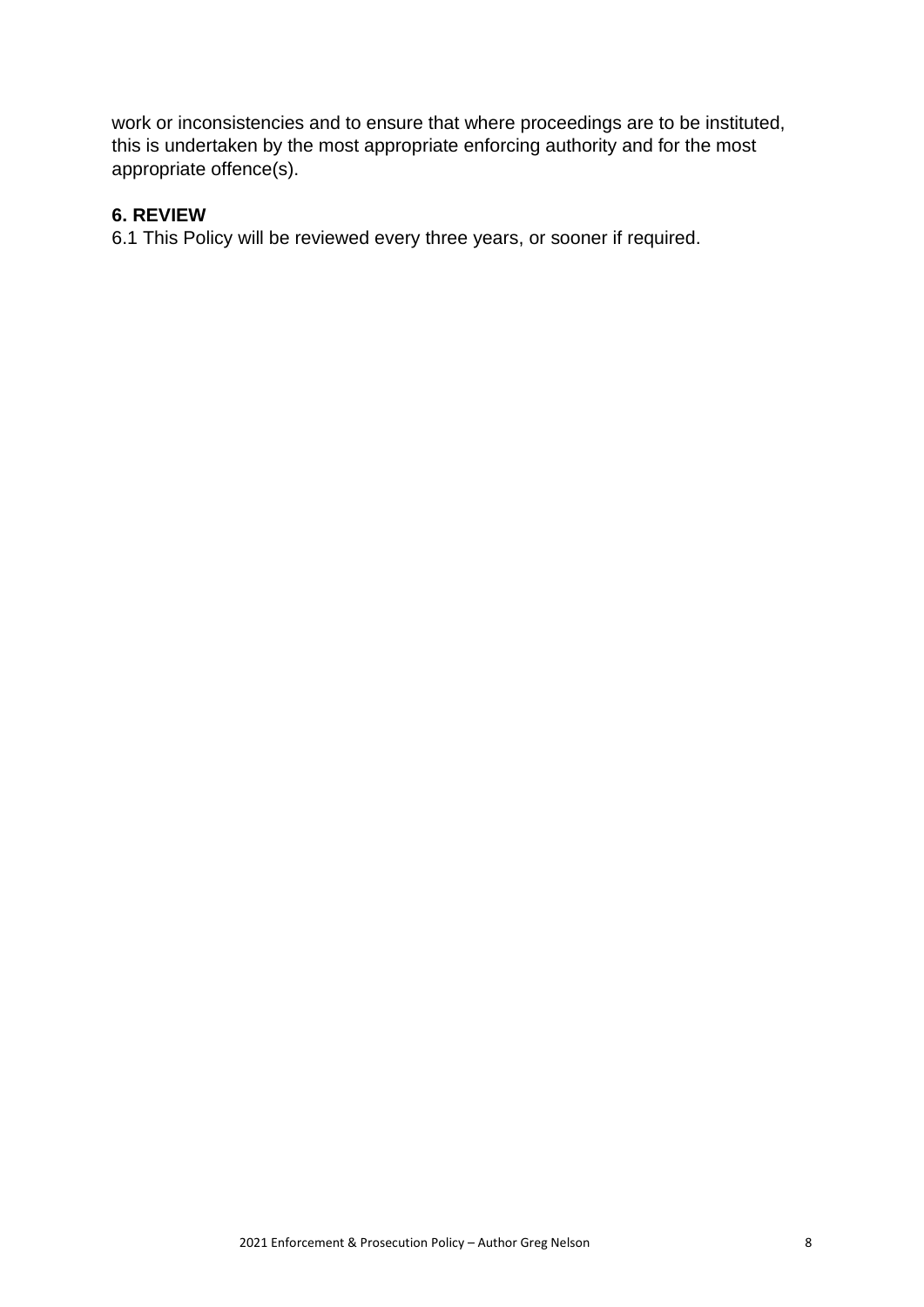work or inconsistencies and to ensure that where proceedings are to be instituted, this is undertaken by the most appropriate enforcing authority and for the most appropriate offence(s).

## 6. REVIEW

6.1 This Policy will be reviewed every three years, or sooner if required.